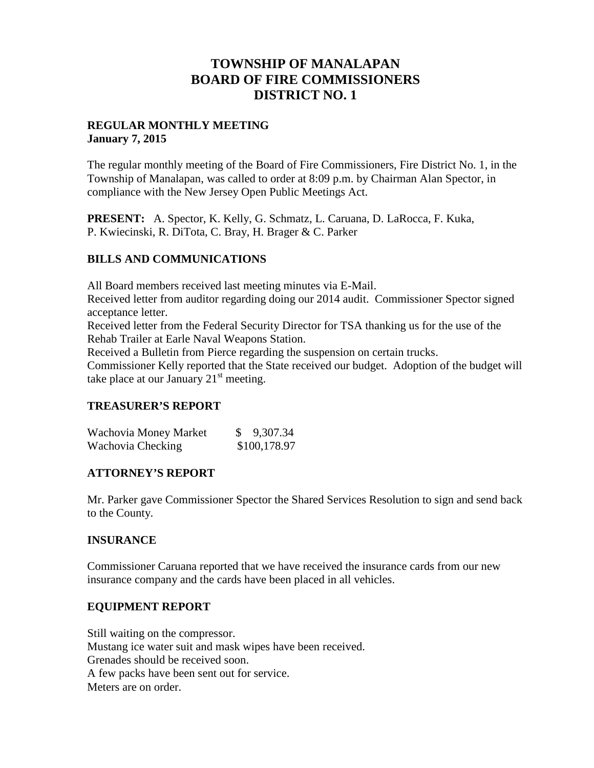# TOWNSHIP OF MANALAPAN
# BOARD OF FIRE COMMISSIONERS
# DISTRICT NO. 1

**REGULAR MONTHLY MEETING**
**January 7, 2015**

The regular monthly meeting of the Board of Fire Commissioners, Fire District No. 1, in the Township of Manalapan, was called to order at 8:09 p.m. by Chairman Alan Spector, in compliance with the New Jersey Open Public Meetings Act.

**PRESENT:** A. Spector, K. Kelly, G. Schmatz, L. Caruana, D. LaRocca, F. Kuka, P. Kwiecinski, R. DiTota, C. Bray, H. Brager & C. Parker

## BILLS AND COMMUNICATIONS

All Board members received last meeting minutes via E-Mail.
Received letter from auditor regarding doing our 2014 audit. Commissioner Spector signed acceptance letter.
Received letter from the Federal Security Director for TSA thanking us for the use of the Rehab Trailer at Earle Naval Weapons Station.
Received a Bulletin from Pierce regarding the suspension on certain trucks.
Commissioner Kelly reported that the State received our budget. Adoption of the budget will take place at our January 21st meeting.

## TREASURER'S REPORT

| | |
|---|---|
| Wachovia Money Market | $ 9,307.34 |
| Wachovia Checking | $100,178.97 |

## ATTORNEY'S REPORT

Mr. Parker gave Commissioner Spector the Shared Services Resolution to sign and send back to the County.

## INSURANCE

Commissioner Caruana reported that we have received the insurance cards from our new insurance company and the cards have been placed in all vehicles.

## EQUIPMENT REPORT

Still waiting on the compressor.
Mustang ice water suit and mask wipes have been received.
Grenades should be received soon.
A few packs have been sent out for service.
Meters are on order.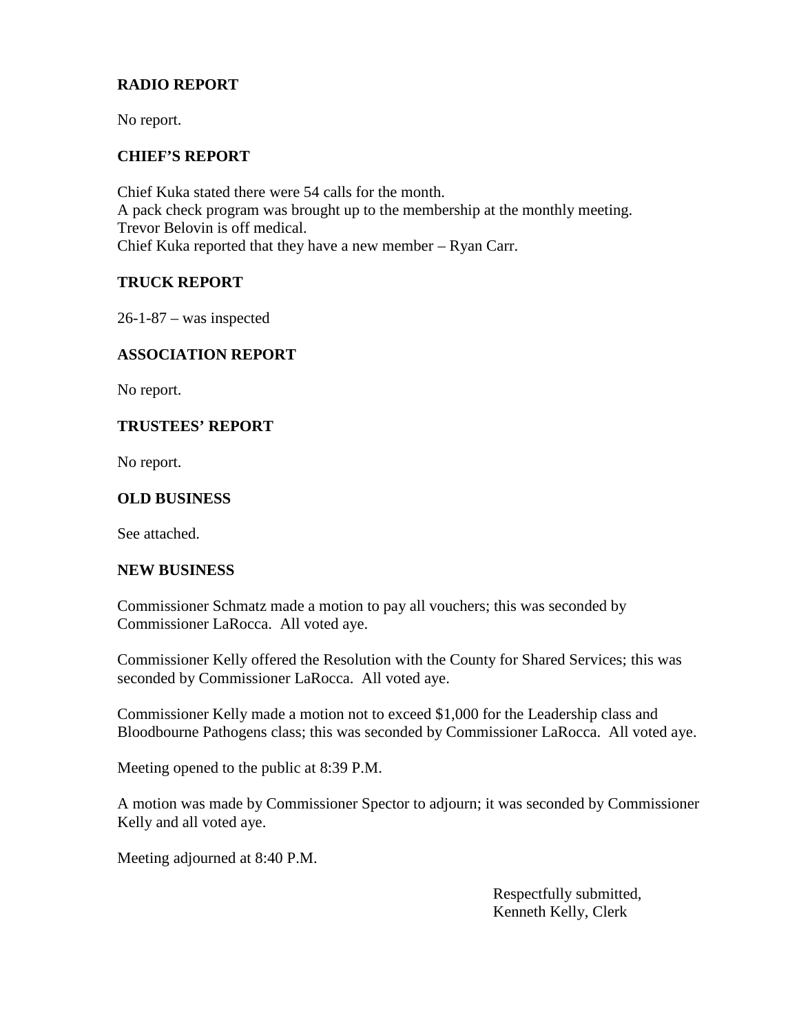**RADIO REPORT**

No report.

**CHIEF'S REPORT**

Chief Kuka stated there were 54 calls for the month.
A pack check program was brought up to the membership at the monthly meeting.
Trevor Belovin is off medical.
Chief Kuka reported that they have a new member – Ryan Carr.

**TRUCK REPORT**

26-1-87 – was inspected

**ASSOCIATION REPORT**

No report.

**TRUSTEES' REPORT**

No report.

**OLD BUSINESS**

See attached.

**NEW BUSINESS**

Commissioner Schmatz made a motion to pay all vouchers; this was seconded by Commissioner LaRocca. All voted aye.

Commissioner Kelly offered the Resolution with the County for Shared Services; this was seconded by Commissioner LaRocca. All voted aye.

Commissioner Kelly made a motion not to exceed $1,000 for the Leadership class and Bloodbourne Pathogens class; this was seconded by Commissioner LaRocca. All voted aye.

Meeting opened to the public at 8:39 P.M.

A motion was made by Commissioner Spector to adjourn; it was seconded by Commissioner Kelly and all voted aye.

Meeting adjourned at 8:40 P.M.

Respectfully submitted,
Kenneth Kelly, Clerk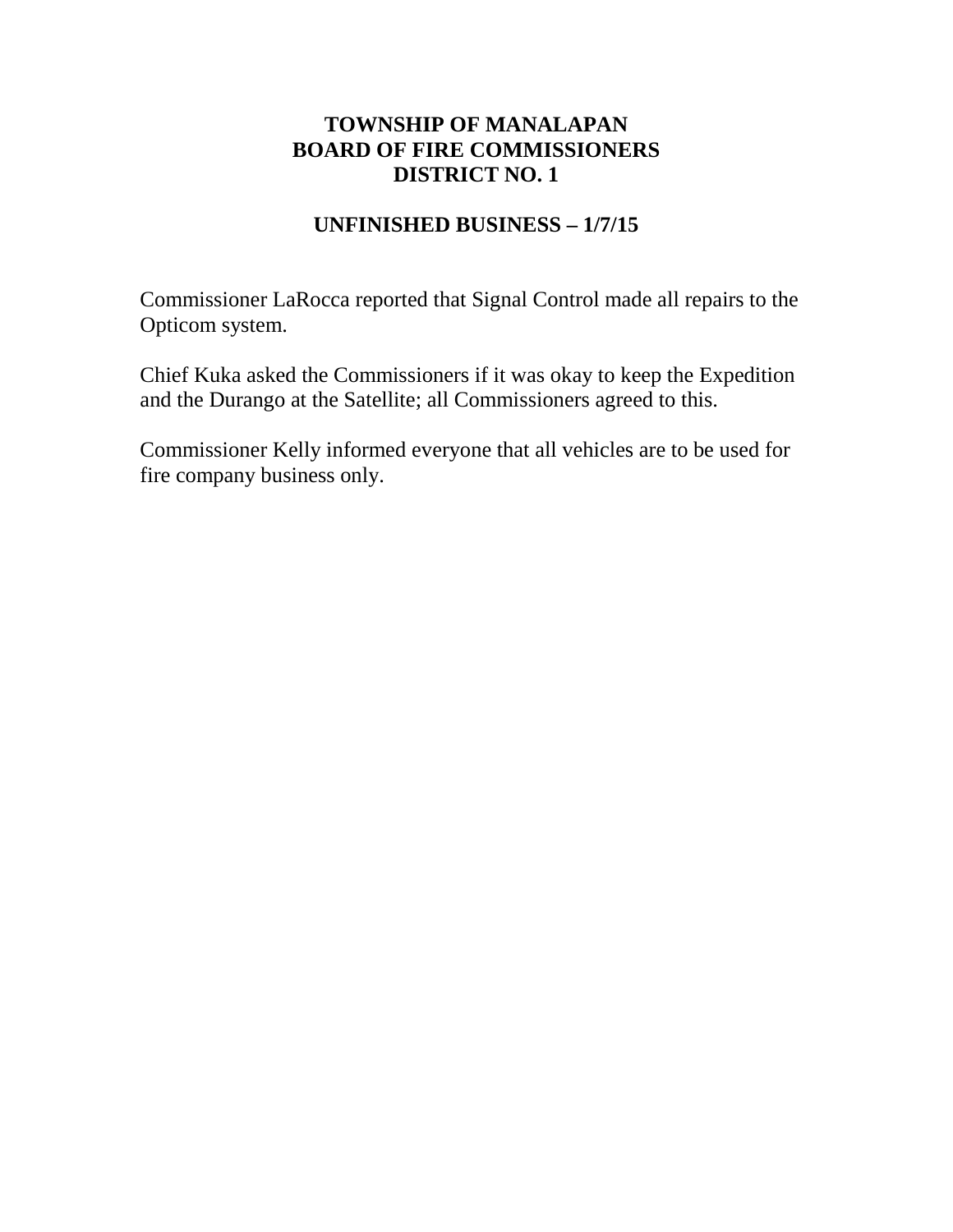# TOWNSHIP OF MANALAPAN
# BOARD OF FIRE COMMISSIONERS
# DISTRICT NO. 1

## UNFINISHED BUSINESS – 1/7/15

Commissioner LaRocca reported that Signal Control made all repairs to the Opticom system.

Chief Kuka asked the Commissioners if it was okay to keep the Expedition and the Durango at the Satellite; all Commissioners agreed to this.

Commissioner Kelly informed everyone that all vehicles are to be used for fire company business only.